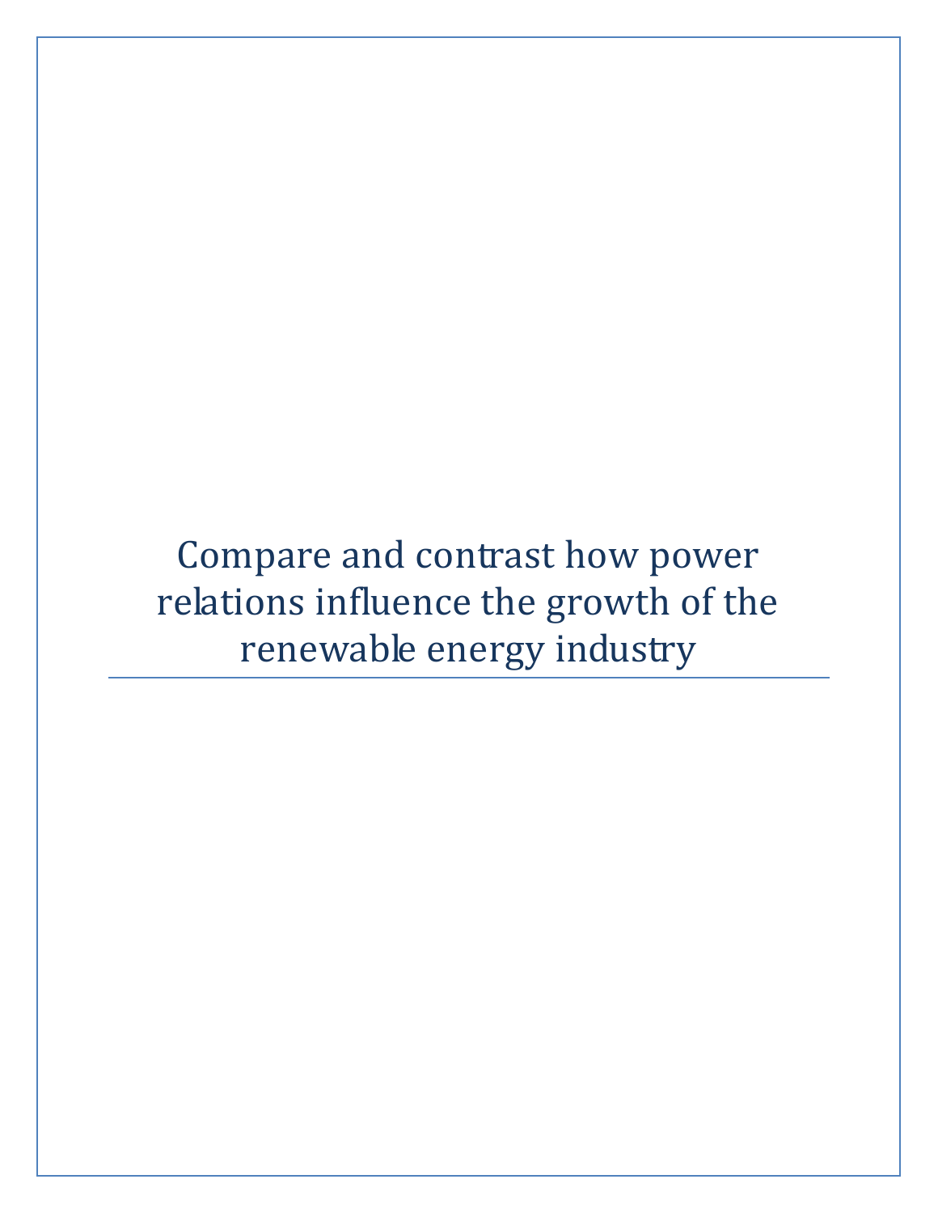# Compare and contrast how power relations influence the growth of the renewable energy industry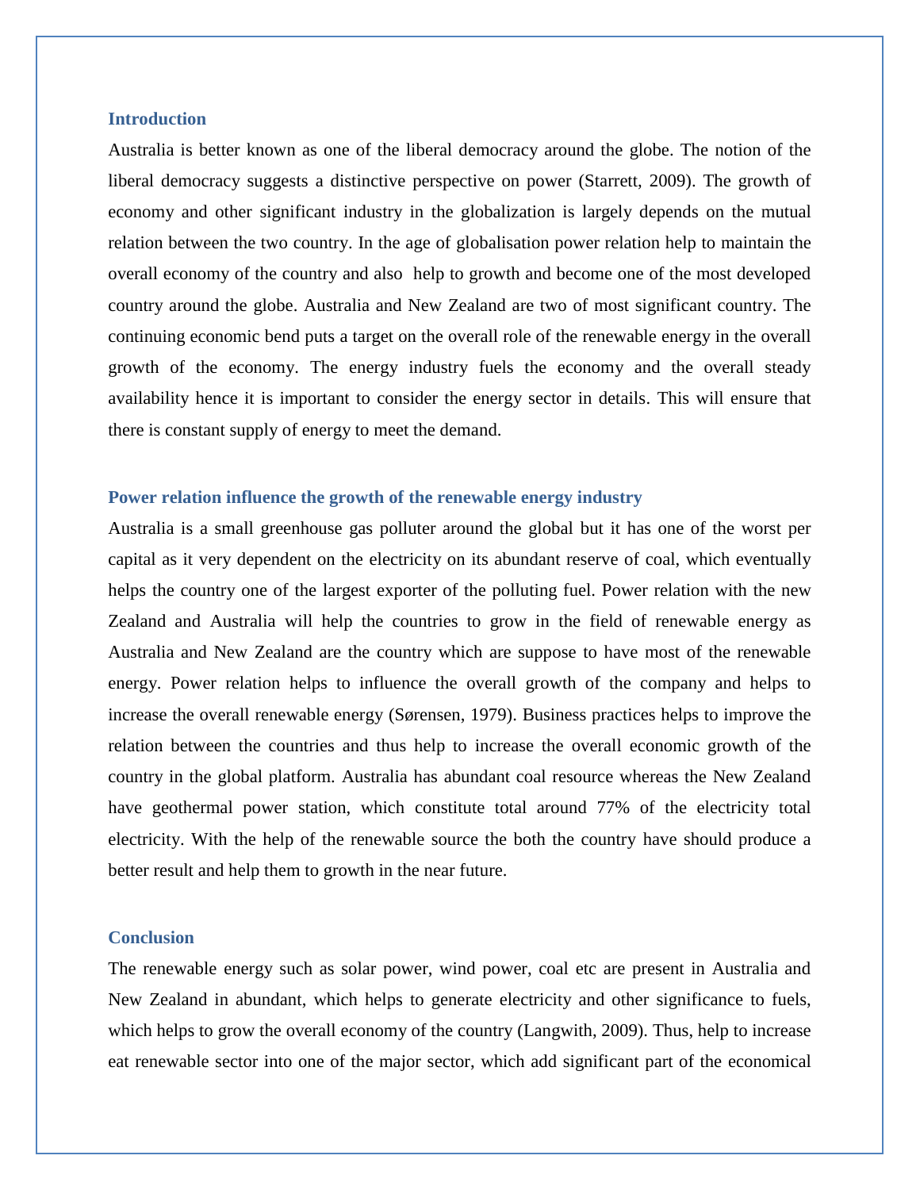## Introduction

Australia is better known as one of the liberal democracy around the globe. The notion of the liberal democracy suggests a distinctive perspective on power (Starrett, 2009). The growth of economy and other significant industry in the globalization is largely depends on the mutual relation between the two country. In the age of globalisation power relation help to maintain the overall economy of the country and also help to growth and become one of the most developed country around the globe. Australia and New Zealand are two of most significant country. The continuing economic bend puts a target on the overall role of the renewable energy in the overall growth of the economy. The energy industry fuels the economy and the overall steady availability hence it is important to consider the energy sector in details. This will ensure that there is constant supply of energy to meet the demand.

## Power relation influence the growth of the renewable energy industry

Australia is a small greenhouse gas polluter around the global but it has one of the worst per capital as it very dependent on the electricity on its abundant reserve of coal, which eventually helps the country one of the largest exporter of the polluting fuel. Power relation with the new Zealand and Australia will help the countries to grow in the field of renewable energy as Australia and New Zealand are the country which are suppose to have most of the renewable energy. Power relation helps to influence the overall growth of the company and helps to increase the overall renewable energy (Sørensen, 1979). Business practices helps to improve the relation between the countries and thus help to increase the overall economic growth of the country in the global platform. Australia has abundant coal resource whereas the New Zealand have geothermal power station, which constitute total around 77% of the electricity total electricity. With the help of the renewable source the both the country have should produce a better result and help them to growth in the near future.

## Conclusion

The renewable energy such as solar power, wind power, coal etc are present in Australia and New Zealand in abundant, which helps to generate electricity and other significance to fuels, which helps to grow the overall economy of the country (Langwith, 2009). Thus, help to increase eat renewable sector into one of the major sector, which add significant part of the economical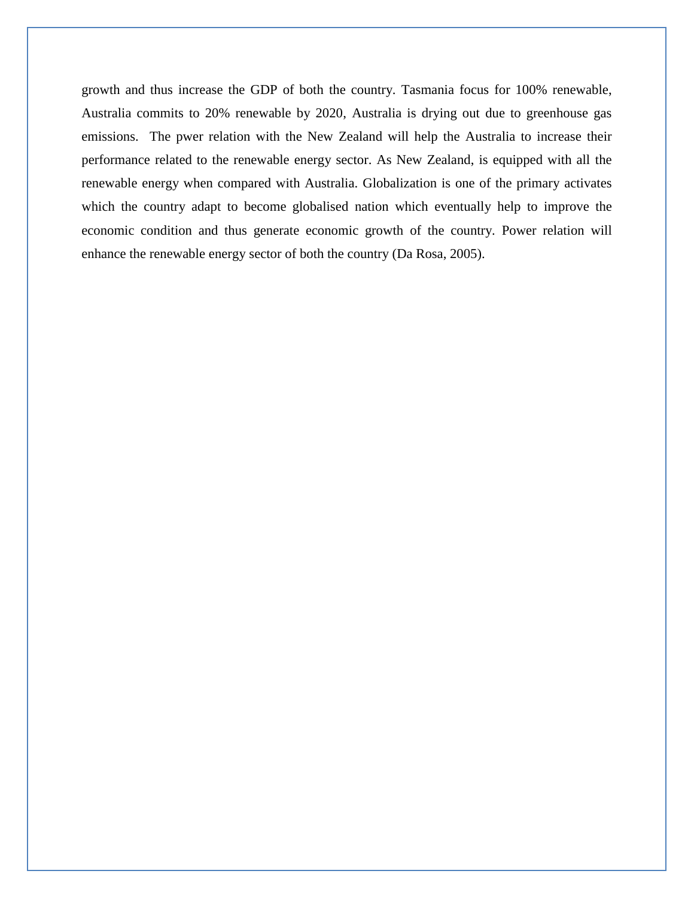growth and thus increase the GDP of both the country. Tasmania focus for 100% renewable, Australia commits to 20% renewable by 2020, Australia is drying out due to greenhouse gas emissions.  The pwer relation with the New Zealand will help the Australia to increase their performance related to the renewable energy sector. As New Zealand, is equipped with all the renewable energy when compared with Australia. Globalization is one of the primary activates which the country adapt to become globalised nation which eventually help to improve the economic condition and thus generate economic growth of the country. Power relation will enhance the renewable energy sector of both the country (Da Rosa, 2005).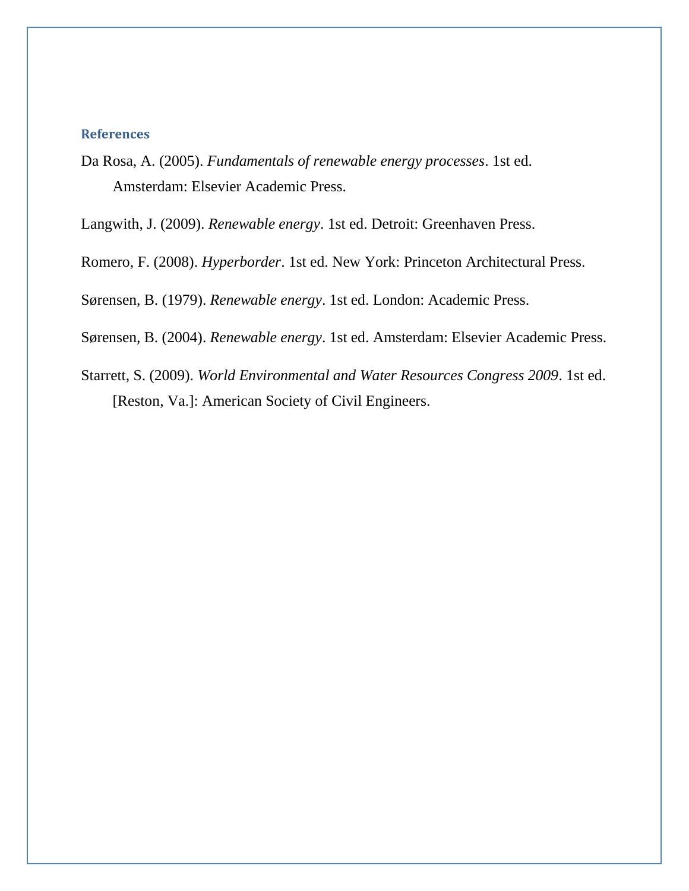## References

Da Rosa, A. (2005). *Fundamentals of renewable energy processes*. 1st ed. Amsterdam: Elsevier Academic Press.

Langwith, J. (2009). *Renewable energy*. 1st ed. Detroit: Greenhaven Press.

Romero, F. (2008). *Hyperborder*. 1st ed. New York: Princeton Architectural Press.

Sørensen, B. (1979). *Renewable energy*. 1st ed. London: Academic Press.

Sørensen, B. (2004). *Renewable energy*. 1st ed. Amsterdam: Elsevier Academic Press.

Starrett, S. (2009). *World Environmental and Water Resources Congress 2009*. 1st ed. [Reston, Va.]: American Society of Civil Engineers.